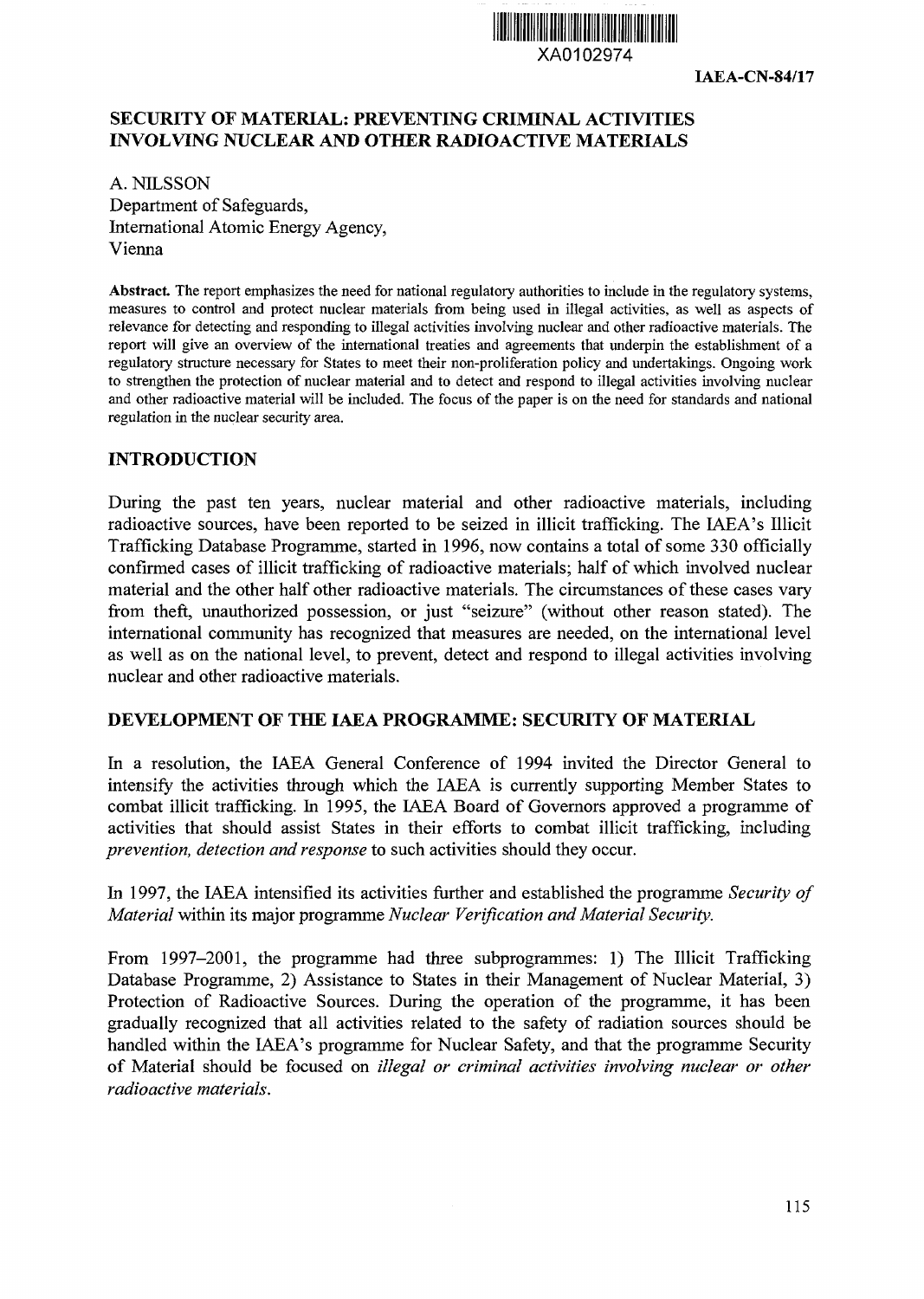XA0102974

IAEA-CN-84/17

# SECURITY OF MATERIAL: PREVENTING CRIMINAL ACTIVITIES INVOLVING NUCLEAR AND OTHER RADIOACTIVE MATERIALS

A. NILSSON
Department of Safeguards,
International Atomic Energy Agency,
Vienna

**Abstract.** The report emphasizes the need for national regulatory authorities to include in the regulatory systems, measures to control and protect nuclear materials from being used in illegal activities, as well as aspects of relevance for detecting and responding to illegal activities involving nuclear and other radioactive materials. The report will give an overview of the international treaties and agreements that underpin the establishment of a regulatory structure necessary for States to meet their non-proliferation policy and undertakings. Ongoing work to strengthen the protection of nuclear material and to detect and respond to illegal activities involving nuclear and other radioactive material will be included. The focus of the paper is on the need for standards and national regulation in the nuclear security area.

## INTRODUCTION

During the past ten years, nuclear material and other radioactive materials, including radioactive sources, have been reported to be seized in illicit trafficking. The IAEA's Illicit Trafficking Database Programme, started in 1996, now contains a total of some 330 officially confirmed cases of illicit trafficking of radioactive materials; half of which involved nuclear material and the other half other radioactive materials. The circumstances of these cases vary from theft, unauthorized possession, or just "seizure" (without other reason stated). The international community has recognized that measures are needed, on the international level as well as on the national level, to prevent, detect and respond to illegal activities involving nuclear and other radioactive materials.

## DEVELOPMENT OF THE IAEA PROGRAMME: SECURITY OF MATERIAL

In a resolution, the IAEA General Conference of 1994 invited the Director General to intensify the activities through which the IAEA is currently supporting Member States to combat illicit trafficking. In 1995, the IAEA Board of Governors approved a programme of activities that should assist States in their efforts to combat illicit trafficking, including *prevention, detection and response* to such activities should they occur.

In 1997, the IAEA intensified its activities further and established the programme *Security of Material* within its major programme *Nuclear Verification and Material Security.*

From 1997–2001, the programme had three subprogrammes: 1) The Illicit Trafficking Database Programme, 2) Assistance to States in their Management of Nuclear Material, 3) Protection of Radioactive Sources. During the operation of the programme, it has been gradually recognized that all activities related to the safety of radiation sources should be handled within the IAEA's programme for Nuclear Safety, and that the programme Security of Material should be focused on *illegal or criminal activities involving nuclear or other radioactive materials*.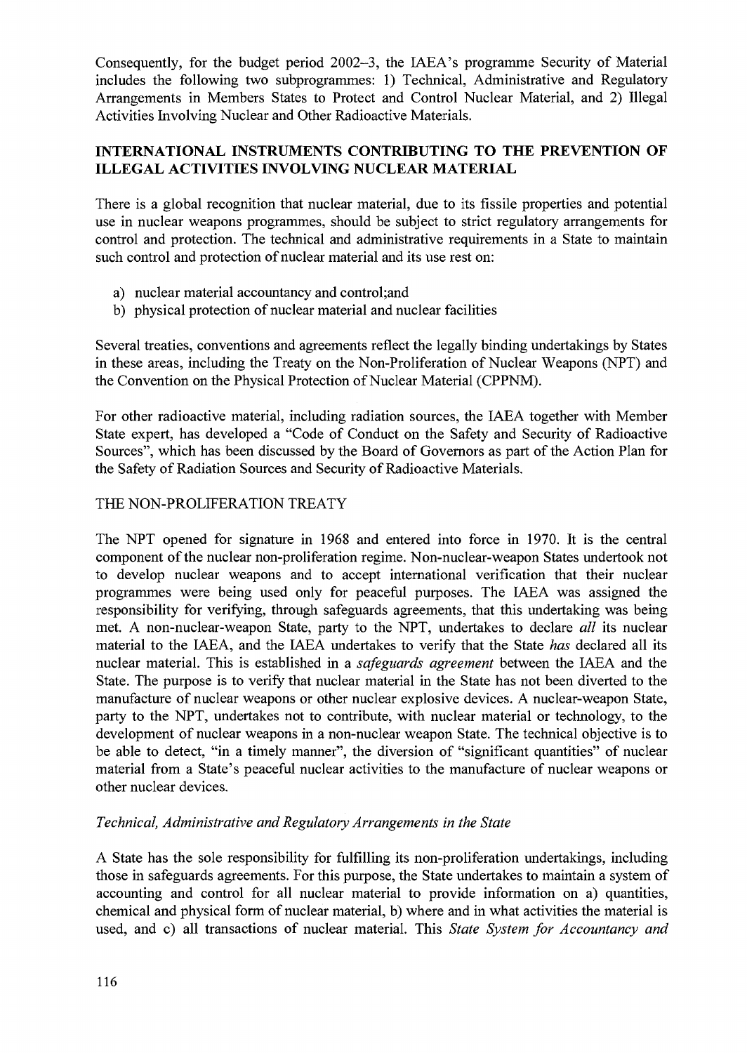Consequently, for the budget period 2002–3, the IAEA's programme Security of Material includes the following two subprogrammes: 1) Technical, Administrative and Regulatory Arrangements in Members States to Protect and Control Nuclear Material, and 2) Illegal Activities Involving Nuclear and Other Radioactive Materials.

## INTERNATIONAL INSTRUMENTS CONTRIBUTING TO THE PREVENTION OF ILLEGAL ACTIVITIES INVOLVING NUCLEAR MATERIAL

There is a global recognition that nuclear material, due to its fissile properties and potential use in nuclear weapons programmes, should be subject to strict regulatory arrangements for control and protection. The technical and administrative requirements in a State to maintain such control and protection of nuclear material and its use rest on:

a) nuclear material accountancy and control;and
b) physical protection of nuclear material and nuclear facilities

Several treaties, conventions and agreements reflect the legally binding undertakings by States in these areas, including the Treaty on the Non-Proliferation of Nuclear Weapons (NPT) and the Convention on the Physical Protection of Nuclear Material (CPPNM).

For other radioactive material, including radiation sources, the IAEA together with Member State expert, has developed a "Code of Conduct on the Safety and Security of Radioactive Sources", which has been discussed by the Board of Governors as part of the Action Plan for the Safety of Radiation Sources and Security of Radioactive Materials.

### THE NON-PROLIFERATION TREATY

The NPT opened for signature in 1968 and entered into force in 1970. It is the central component of the nuclear non-proliferation regime. Non-nuclear-weapon States undertook not to develop nuclear weapons and to accept international verification that their nuclear programmes were being used only for peaceful purposes. The IAEA was assigned the responsibility for verifying, through safeguards agreements, that this undertaking was being met. A non-nuclear-weapon State, party to the NPT, undertakes to declare *all* its nuclear material to the IAEA, and the IAEA undertakes to verify that the State *has* declared all its nuclear material. This is established in a *safeguards agreement* between the IAEA and the State. The purpose is to verify that nuclear material in the State has not been diverted to the manufacture of nuclear weapons or other nuclear explosive devices. A nuclear-weapon State, party to the NPT, undertakes not to contribute, with nuclear material or technology, to the development of nuclear weapons in a non-nuclear weapon State. The technical objective is to be able to detect, "in a timely manner", the diversion of "significant quantities" of nuclear material from a State's peaceful nuclear activities to the manufacture of nuclear weapons or other nuclear devices.

#### *Technical, Administrative and Regulatory Arrangements in the State*

A State has the sole responsibility for fulfilling its non-proliferation undertakings, including those in safeguards agreements. For this purpose, the State undertakes to maintain a system of accounting and control for all nuclear material to provide information on a) quantities, chemical and physical form of nuclear material, b) where and in what activities the material is used, and c) all transactions of nuclear material. This *State System for Accountancy and*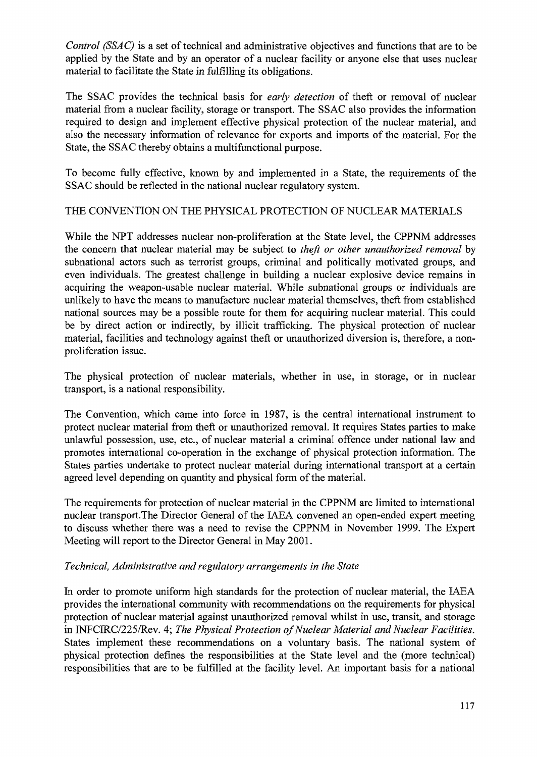*Control (SSAC)* is a set of technical and administrative objectives and functions that are to be applied by the State and by an operator of a nuclear facility or anyone else that uses nuclear material to facilitate the State in fulfilling its obligations.

The SSAC provides the technical basis for *early detection* of theft or removal of nuclear material from a nuclear facility, storage or transport. The SSAC also provides the information required to design and implement effective physical protection of the nuclear material, and also the necessary information of relevance for exports and imports of the material. For the State, the SSAC thereby obtains a multifunctional purpose.

To become fully effective, known by and implemented in a State, the requirements of the SSAC should be reflected in the national nuclear regulatory system.

## THE CONVENTION ON THE PHYSICAL PROTECTION OF NUCLEAR MATERIALS

While the NPT addresses nuclear non-proliferation at the State level, the CPPNM addresses the concern that nuclear material may be subject to *theft or other unauthorized removal* by subnational actors such as terrorist groups, criminal and politically motivated groups, and even individuals. The greatest challenge in building a nuclear explosive device remains in acquiring the weapon-usable nuclear material. While subnational groups or individuals are unlikely to have the means to manufacture nuclear material themselves, theft from established national sources may be a possible route for them for acquiring nuclear material. This could be by direct action or indirectly, by illicit trafficking. The physical protection of nuclear material, facilities and technology against theft or unauthorized diversion is, therefore, a non-proliferation issue.

The physical protection of nuclear materials, whether in use, in storage, or in nuclear transport, is a national responsibility.

The Convention, which came into force in 1987, is the central international instrument to protect nuclear material from theft or unauthorized removal. It requires States parties to make unlawful possession, use, etc., of nuclear material a criminal offence under national law and promotes international co-operation in the exchange of physical protection information. The States parties undertake to protect nuclear material during international transport at a certain agreed level depending on quantity and physical form of the material.

The requirements for protection of nuclear material in the CPPNM are limited to international nuclear transport.The Director General of the IAEA convened an open-ended expert meeting to discuss whether there was a need to revise the CPPNM in November 1999. The Expert Meeting will report to the Director General in May 2001.

### *Technical, Administrative and regulatory arrangements in the State*

In order to promote uniform high standards for the protection of nuclear material, the IAEA provides the international community with recommendations on the requirements for physical protection of nuclear material against unauthorized removal whilst in use, transit, and storage in INFCIRC/225/Rev. 4; *The Physical Protection of Nuclear Material and Nuclear Facilities.* States implement these recommendations on a voluntary basis. The national system of physical protection defines the responsibilities at the State level and the (more technical) responsibilities that are to be fulfilled at the facility level. An important basis for a national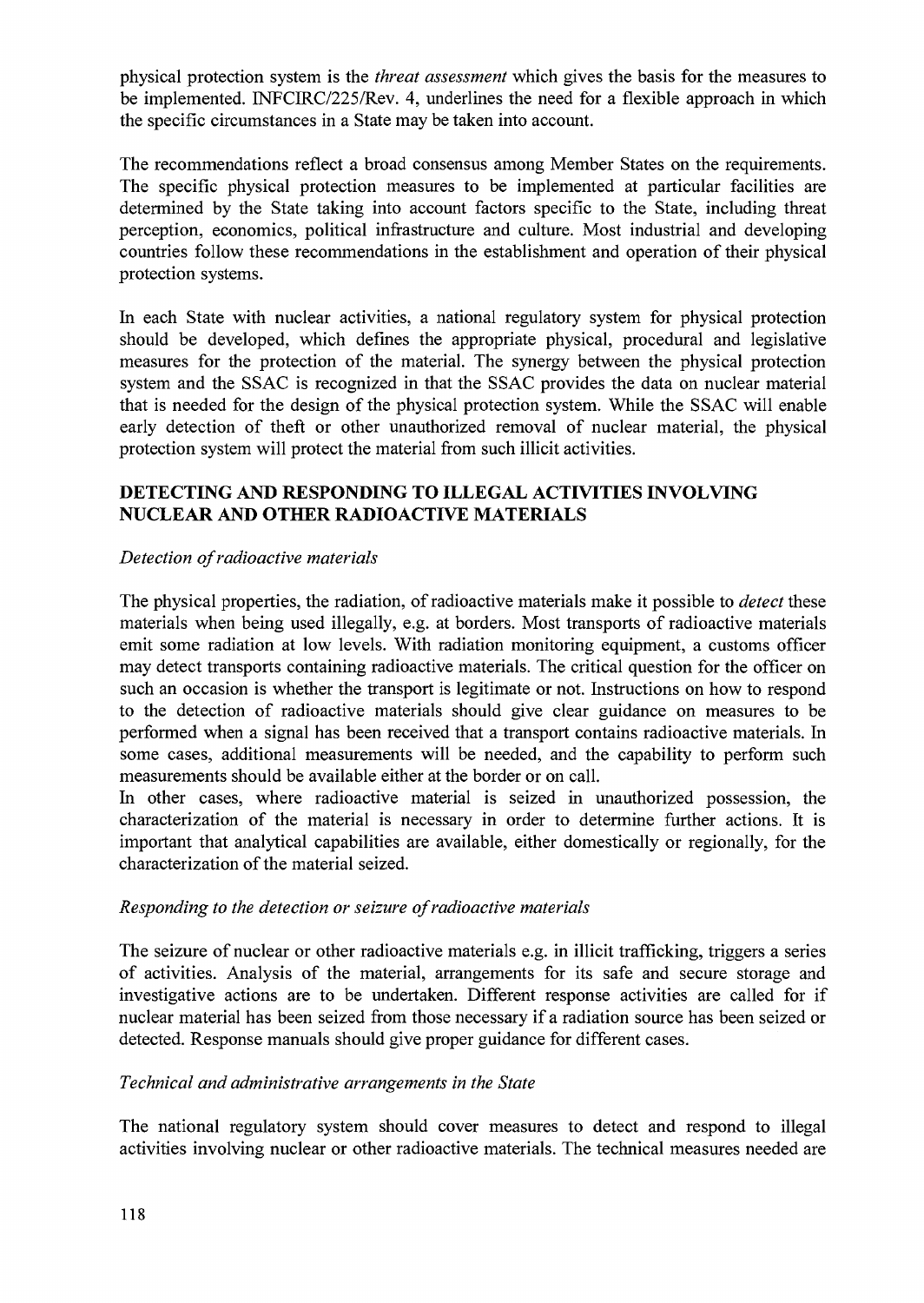physical protection system is the *threat assessment* which gives the basis for the measures to be implemented. INFCIRC/225/Rev. 4, underlines the need for a flexible approach in which the specific circumstances in a State may be taken into account.

The recommendations reflect a broad consensus among Member States on the requirements. The specific physical protection measures to be implemented at particular facilities are determined by the State taking into account factors specific to the State, including threat perception, economics, political infrastructure and culture. Most industrial and developing countries follow these recommendations in the establishment and operation of their physical protection systems.

In each State with nuclear activities, a national regulatory system for physical protection should be developed, which defines the appropriate physical, procedural and legislative measures for the protection of the material. The synergy between the physical protection system and the SSAC is recognized in that the SSAC provides the data on nuclear material that is needed for the design of the physical protection system. While the SSAC will enable early detection of theft or other unauthorized removal of nuclear material, the physical protection system will protect the material from such illicit activities.

## DETECTING AND RESPONDING TO ILLEGAL ACTIVITIES INVOLVING NUCLEAR AND OTHER RADIOACTIVE MATERIALS

### *Detection of radioactive materials*

The physical properties, the radiation, of radioactive materials make it possible to *detect* these materials when being used illegally, e.g. at borders. Most transports of radioactive materials emit some radiation at low levels. With radiation monitoring equipment, a customs officer may detect transports containing radioactive materials. The critical question for the officer on such an occasion is whether the transport is legitimate or not. Instructions on how to respond to the detection of radioactive materials should give clear guidance on measures to be performed when a signal has been received that a transport contains radioactive materials. In some cases, additional measurements will be needed, and the capability to perform such measurements should be available either at the border or on call.

In other cases, where radioactive material is seized in unauthorized possession, the characterization of the material is necessary in order to determine further actions. It is important that analytical capabilities are available, either domestically or regionally, for the characterization of the material seized.

### *Responding to the detection or seizure of radioactive materials*

The seizure of nuclear or other radioactive materials e.g. in illicit trafficking, triggers a series of activities. Analysis of the material, arrangements for its safe and secure storage and investigative actions are to be undertaken. Different response activities are called for if nuclear material has been seized from those necessary if a radiation source has been seized or detected. Response manuals should give proper guidance for different cases.

### *Technical and administrative arrangements in the State*

The national regulatory system should cover measures to detect and respond to illegal activities involving nuclear or other radioactive materials. The technical measures needed are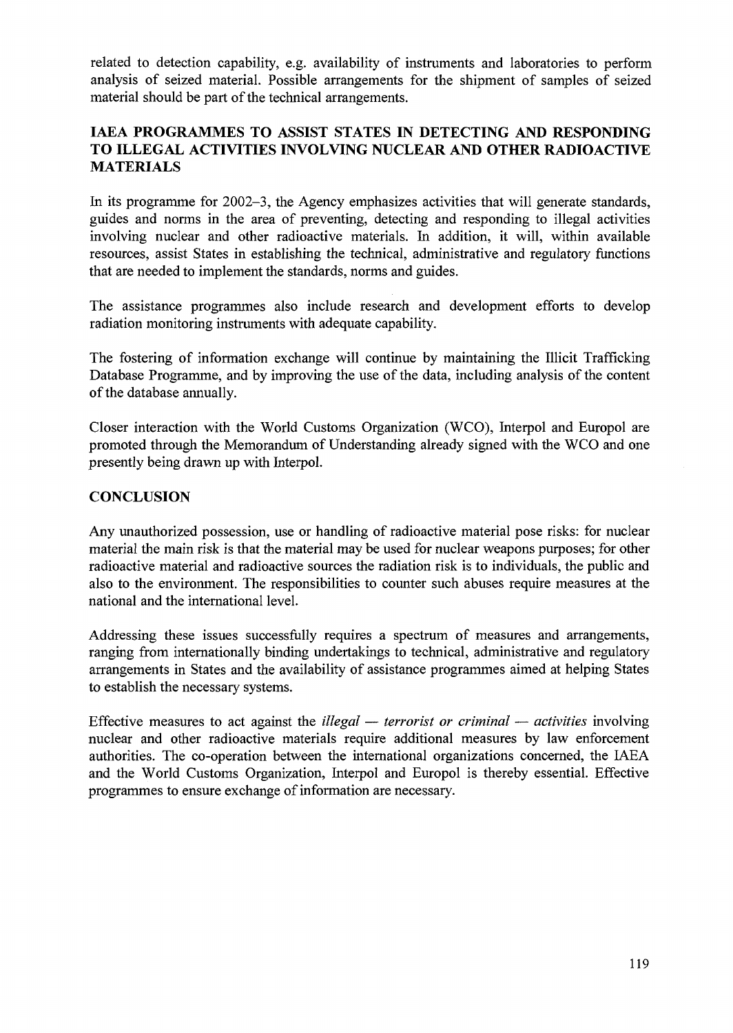related to detection capability, e.g. availability of instruments and laboratories to perform analysis of seized material. Possible arrangements for the shipment of samples of seized material should be part of the technical arrangements.

## IAEA PROGRAMMES TO ASSIST STATES IN DETECTING AND RESPONDING TO ILLEGAL ACTIVITIES INVOLVING NUCLEAR AND OTHER RADIOACTIVE MATERIALS

In its programme for 2002–3, the Agency emphasizes activities that will generate standards, guides and norms in the area of preventing, detecting and responding to illegal activities involving nuclear and other radioactive materials. In addition, it will, within available resources, assist States in establishing the technical, administrative and regulatory functions that are needed to implement the standards, norms and guides.

The assistance programmes also include research and development efforts to develop radiation monitoring instruments with adequate capability.

The fostering of information exchange will continue by maintaining the Illicit Trafficking Database Programme, and by improving the use of the data, including analysis of the content of the database annually.

Closer interaction with the World Customs Organization (WCO), Interpol and Europol are promoted through the Memorandum of Understanding already signed with the WCO and one presently being drawn up with Interpol.

## CONCLUSION

Any unauthorized possession, use or handling of radioactive material pose risks: for nuclear material the main risk is that the material may be used for nuclear weapons purposes; for other radioactive material and radioactive sources the radiation risk is to individuals, the public and also to the environment. The responsibilities to counter such abuses require measures at the national and the international level.

Addressing these issues successfully requires a spectrum of measures and arrangements, ranging from internationally binding undertakings to technical, administrative and regulatory arrangements in States and the availability of assistance programmes aimed at helping States to establish the necessary systems.

Effective measures to act against the *illegal — terrorist or criminal — activities* involving nuclear and other radioactive materials require additional measures by law enforcement authorities. The co-operation between the international organizations concerned, the IAEA and the World Customs Organization, Interpol and Europol is thereby essential. Effective programmes to ensure exchange of information are necessary.